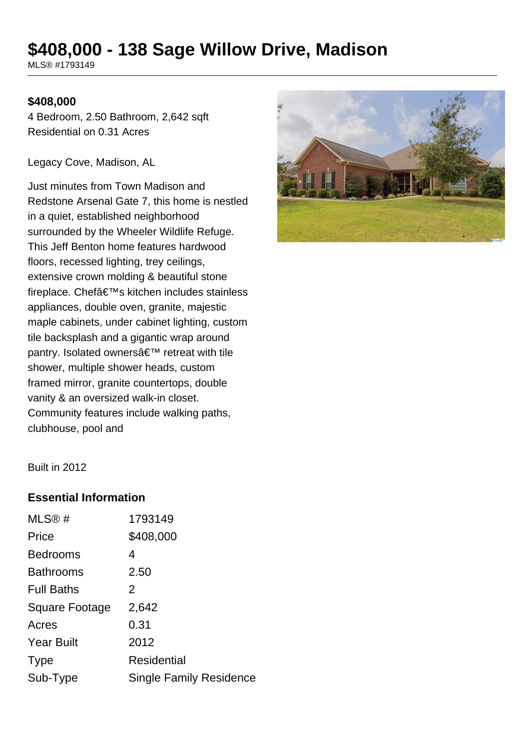# $408,000 - 138 Sage Willow Drive, Madison

MLS® #1793149

**$408,000**

4 Bedroom, 2.50 Bathroom, 2,642 sqft
Residential on 0.31 Acres

Legacy Cove, Madison, AL

Just minutes from Town Madison and Redstone Arsenal Gate 7, this home is nestled in a quiet, established neighborhood surrounded by the Wheeler Wildlife Refuge. This Jeff Benton home features hardwood floors, recessed lighting, trey ceilings, extensive crown molding & beautiful stone fireplace. Chefâ€™s kitchen includes stainless appliances, double oven, granite, majestic maple cabinets, under cabinet lighting, custom tile backsplash and a gigantic wrap around pantry. Isolated ownersâ€™ retreat with tile shower, multiple shower heads, custom framed mirror, granite countertops, double vanity & an oversized walk-in closet. Community features include walking paths, clubhouse, pool and

Built in 2012

## Essential Information

| | |
|---|---|
| MLS® # | 1793149 |
| Price | $408,000 |
| Bedrooms | 4 |
| Bathrooms | 2.50 |
| Full Baths | 2 |
| Square Footage | 2,642 |
| Acres | 0.31 |
| Year Built | 2012 |
| Type | Residential |
| Sub-Type | Single Family Residence |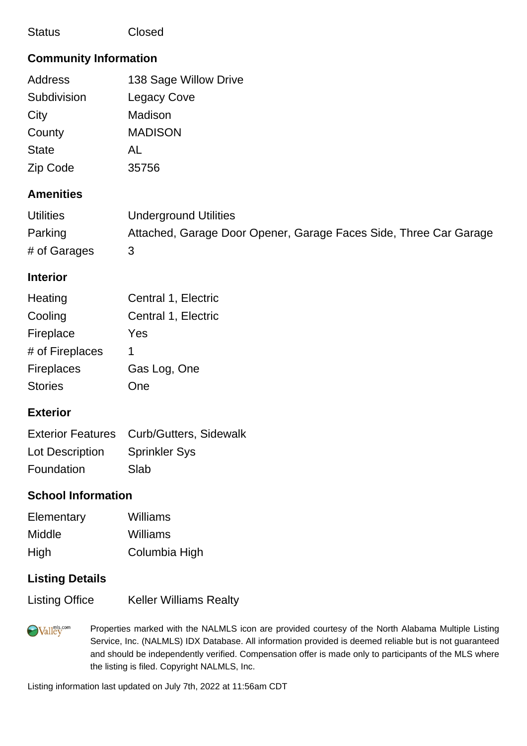| | |
|---|---|
| Status | Closed |

## Community Information

| | |
|---|---|
| Address | 138 Sage Willow Drive |
| Subdivision | Legacy Cove |
| City | Madison |
| County | MADISON |
| State | AL |
| Zip Code | 35756 |

## Amenities

| | |
|---|---|
| Utilities | Underground Utilities |
| Parking | Attached, Garage Door Opener, Garage Faces Side, Three Car Garage |
| # of Garages | 3 |

## Interior

| | |
|---|---|
| Heating | Central 1, Electric |
| Cooling | Central 1, Electric |
| Fireplace | Yes |
| # of Fireplaces | 1 |
| Fireplaces | Gas Log, One |
| Stories | One |

## Exterior

| | |
|---|---|
| Exterior Features | Curb/Gutters, Sidewalk |
| Lot Description | Sprinkler Sys |
| Foundation | Slab |

## School Information

| | |
|---|---|
| Elementary | Williams |
| Middle | Williams |
| High | Columbia High |

## Listing Details

| | |
|---|---|
| Listing Office | Keller Williams Realty |

Properties marked with the NALMLS icon are provided courtesy of the North Alabama Multiple Listing Service, Inc. (NALMLS) IDX Database. All information provided is deemed reliable but is not guaranteed and should be independently verified. Compensation offer is made only to participants of the MLS where the listing is filed. Copyright NALMLS, Inc.

Listing information last updated on July 7th, 2022 at 11:56am CDT